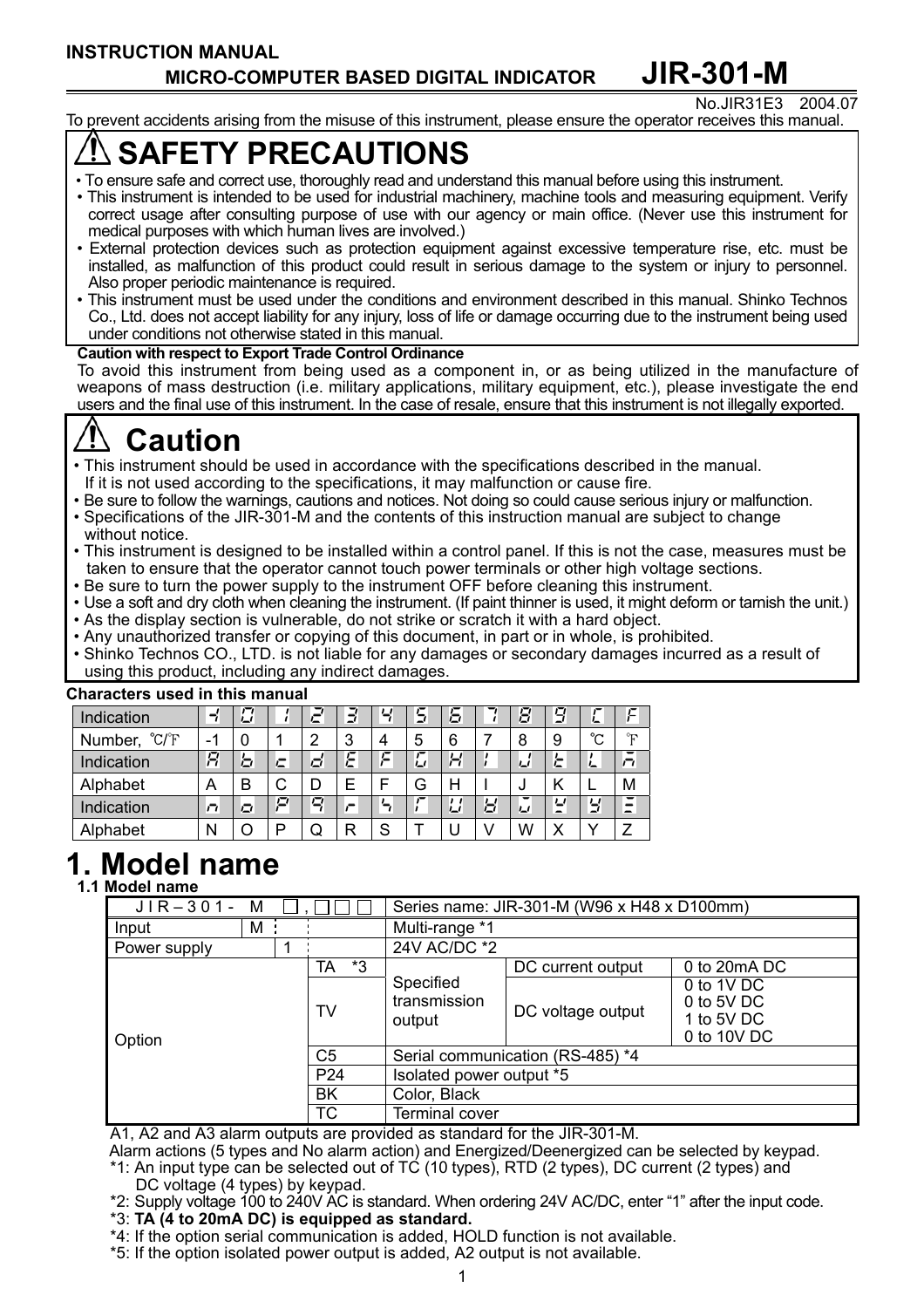**INSTRUCTION MANUAL**

**MICRO-COMPUTER BASED DIGITAL INDICATOR JIR-301-M**

No.JIR31E3 2004.07

To prevent accidents arising from the misuse of this instrument, please ensure the operator receives this manual.

# ⚠ SAFETY PRECAUTIONS

- To ensure safe and correct use, thoroughly read and understand this manual before using this instrument.
- This instrument is intended to be used for industrial machinery, machine tools and measuring equipment. Verify correct usage after consulting purpose of use with our agency or main office. (Never use this instrument for medical purposes with which human lives are involved.)
- External protection devices such as protection equipment against excessive temperature rise, etc. must be installed, as malfunction of this product could result in serious damage to the system or injury to personnel. Also proper periodic maintenance is required.
- This instrument must be used under the conditions and environment described in this manual. Shinko Technos Co., Ltd. does not accept liability for any injury, loss of life or damage occurring due to the instrument being used under conditions not otherwise stated in this manual.

**Caution with respect to Export Trade Control Ordinance**

To avoid this instrument from being used as a component in, or as being utilized in the manufacture of weapons of mass destruction (i.e. military applications, military equipment, etc.), please investigate the end users and the final use of this instrument. In the case of resale, ensure that this instrument is not illegally exported.

# ⚠ Caution

- This instrument should be used in accordance with the specifications described in the manual. If it is not used according to the specifications, it may malfunction or cause fire.
- Be sure to follow the warnings, cautions and notices. Not doing so could cause serious injury or malfunction.
- Specifications of the JIR-301-M and the contents of this instruction manual are subject to change without notice.
- This instrument is designed to be installed within a control panel. If this is not the case, measures must be taken to ensure that the operator cannot touch power terminals or other high voltage sections.
- Be sure to turn the power supply to the instrument OFF before cleaning this instrument.
- Use a soft and dry cloth when cleaning the instrument. (If paint thinner is used, it might deform or tarnish the unit.)
- As the display section is vulnerable, do not strike or scratch it with a hard object.
- Any unauthorized transfer or copying of this document, in part or in whole, is prohibited.
- Shinko Technos CO., LTD. is not liable for any damages or secondary damages incurred as a result of using this product, including any indirect damages.

**Characters used in this manual**

| Indication | -1 | 0 | 1 | 2 | 3 | 4 | 5 | 6 | 7 | 8 | 9 | ℃ | ℉ |
|---|---|---|---|---|---|---|---|---|---|---|---|---|---|
| Number, ℃/℉ | -1 | 0 | 1 | 2 | 3 | 4 | 5 | 6 | 7 | 8 | 9 | ℃ | ℉ |
| Indication | A | b | c | d | E | F | G | H | I | J | K | L | M |
| Alphabet | A | B | C | D | E | F | G | H | I | J | K | L | M |
| Indication | n | o | P | q | r | S | T | U | V | W | X | Y | Z |
| Alphabet | N | O | P | Q | R | S | T | U | V | W | X | Y | Z |

# 1. Model name

## 1.1 Model name

| J I R – 3 0 1 - M □ , □□□ | | | | Series name: JIR-301-M (W96 x H48 x D100mm) | | |
|---|---|---|---|---|---|---|
| Input | M | | | Multi-range *1 | | |
| Power supply | | 1 | | 24V AC/DC *2 | | |
| Option | | | TA *3 | Specified transmission output | DC current output | 0 to 20mA DC |
| | | | TV | | DC voltage output | 0 to 1V DC<br>0 to 5V DC<br>1 to 5V DC<br>0 to 10V DC |
| | | | C5 | Serial communication (RS-485) *4 | | |
| | | | P24 | Isolated power output *5 | | |
| | | | BK | Color, Black | | |
| | | | TC | Terminal cover | | |

A1, A2 and A3 alarm outputs are provided as standard for the JIR-301-M.

Alarm actions (5 types and No alarm action) and Energized/Deenergized can be selected by keypad.

*1: An input type can be selected out of TC (10 types), RTD (2 types), DC current (2 types) and DC voltage (4 types) by keypad.

*2: Supply voltage 100 to 240V AC is standard. When ordering 24V AC/DC, enter "1" after the input code.

*3: **TA (4 to 20mA DC) is equipped as standard.**

*4: If the option serial communication is added, HOLD function is not available.

*5: If the option isolated power output is added, A2 output is not available.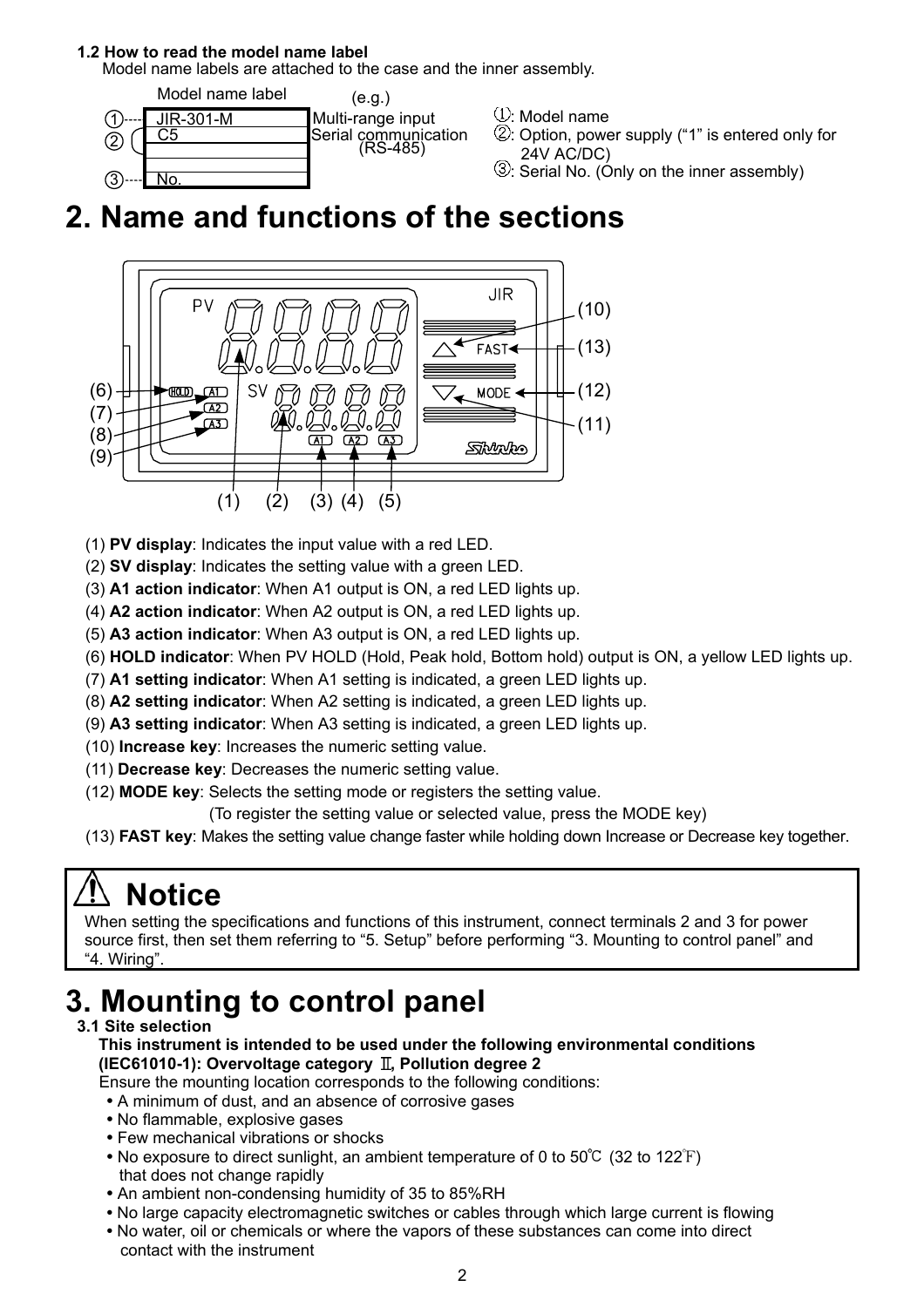### 1.2 How to read the model name label

Model name labels are attached to the case and the inner assembly.

Model name label (e.g.)

| | | |
|---|---|---|
| ① | JIR-301-M | Multi-range input |
| ② | C5 | Serial communication (RS-485) |
| ③ | No. | |

①: Model name
②: Option, power supply ("1" is entered only for 24V AC/DC)
③: Serial No. (Only on the inner assembly)

# 2. Name and functions of the sections

(1) **PV display**: Indicates the input value with a red LED.
(2) **SV display**: Indicates the setting value with a green LED.
(3) **A1 action indicator**: When A1 output is ON, a red LED lights up.
(4) **A2 action indicator**: When A2 output is ON, a red LED lights up.
(5) **A3 action indicator**: When A3 output is ON, a red LED lights up.
(6) **HOLD indicator**: When PV HOLD (Hold, Peak hold, Bottom hold) output is ON, a yellow LED lights up.
(7) **A1 setting indicator**: When A1 setting is indicated, a green LED lights up.
(8) **A2 setting indicator**: When A2 setting is indicated, a green LED lights up.
(9) **A3 setting indicator**: When A3 setting is indicated, a green LED lights up.
(10) **Increase key**: Increases the numeric setting value.
(11) **Decrease key**: Decreases the numeric setting value.
(12) **MODE key**: Selects the setting mode or registers the setting value.
(To register the setting value or selected value, press the MODE key)
(13) **FAST key**: Makes the setting value change faster while holding down Increase or Decrease key together.

## ⚠ Notice

When setting the specifications and functions of this instrument, connect terminals 2 and 3 for power source first, then set them referring to "5. Setup" before performing "3. Mounting to control panel" and "4. Wiring".

# 3. Mounting to control panel

### 3.1 Site selection

**This instrument is intended to be used under the following environmental conditions (IEC61010-1): Overvoltage category Ⅱ, Pollution degree 2**

Ensure the mounting location corresponds to the following conditions:

- A minimum of dust, and an absence of corrosive gases
- No flammable, explosive gases
- Few mechanical vibrations or shocks
- No exposure to direct sunlight, an ambient temperature of 0 to 50℃ (32 to 122℉) that does not change rapidly
- An ambient non-condensing humidity of 35 to 85%RH
- No large capacity electromagnetic switches or cables through which large current is flowing
- No water, oil or chemicals or where the vapors of these substances can come into direct contact with the instrument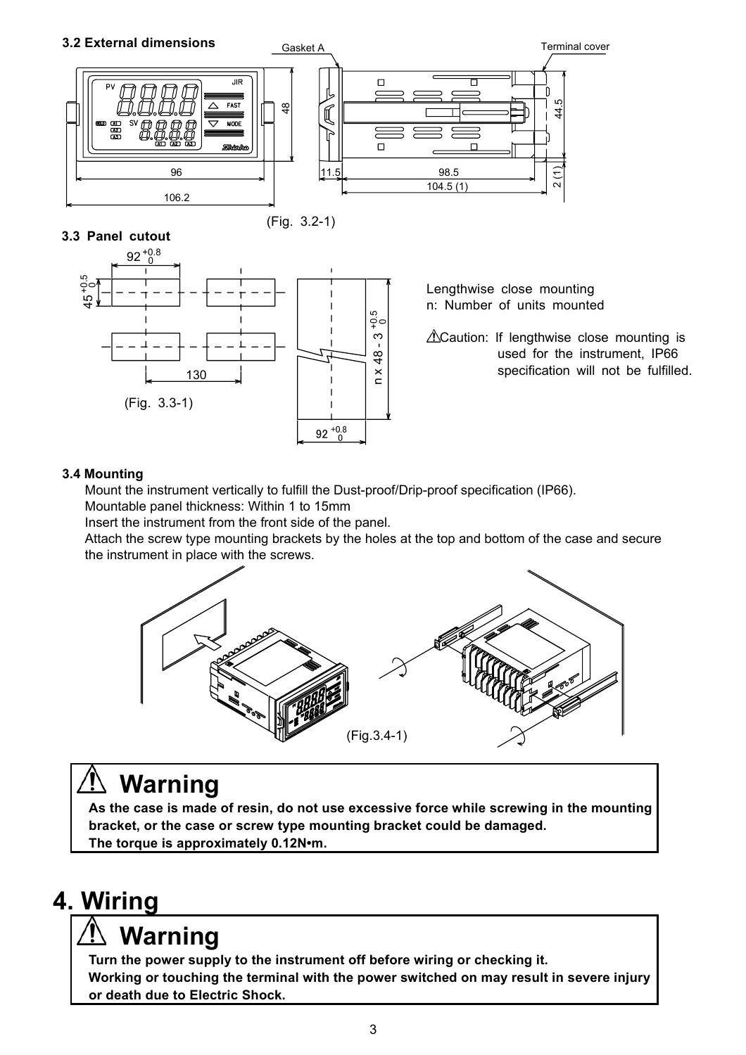**3.2 External dimensions**

(Fig. 3.2-1)

**3.3 Panel cutout**

(Fig. 3.3-1)

Lengthwise close mounting
n: Number of units mounted

⚠Caution: If lengthwise close mounting is used for the instrument, IP66 specification will not be fulfilled.

**3.4 Mounting**

Mount the instrument vertically to fulfill the Dust-proof/Drip-proof specification (IP66).
Mountable panel thickness: Within 1 to 15mm
Insert the instrument from the front side of the panel.
Attach the screw type mounting brackets by the holes at the top and bottom of the case and secure the instrument in place with the screws.

(Fig.3.4-1)

> ## ⚠ Warning
> **As the case is made of resin, do not use excessive force while screwing in the mounting bracket, or the case or screw type mounting bracket could be damaged.**
> **The torque is approximately 0.12N•m.**

# 4. Wiring

> ## ⚠ Warning
> **Turn the power supply to the instrument off before wiring or checking it.**
> **Working or touching the terminal with the power switched on may result in severe injury or death due to Electric Shock.**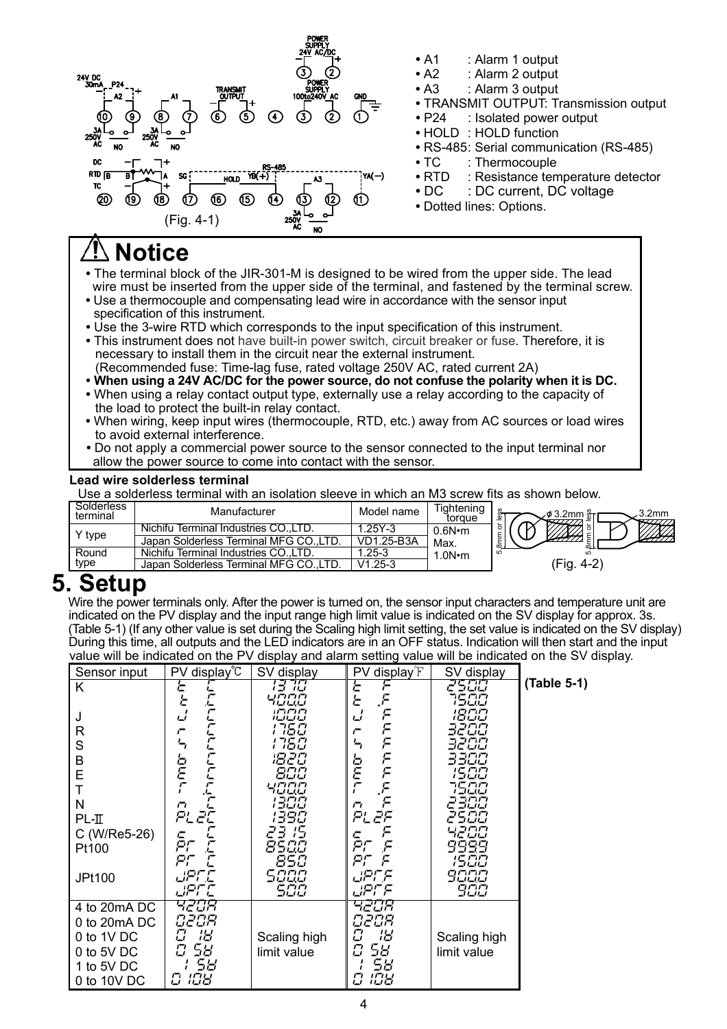(Fig. 4-1)

- A1 : Alarm 1 output
- A2 : Alarm 2 output
- A3 : Alarm 3 output
- TRANSMIT OUTPUT: Transmission output
- P24 : Isolated power output
- HOLD : HOLD function
- RS-485: Serial communication (RS-485)
- TC : Thermocouple
- RTD : Resistance temperature detector
- DC : DC current, DC voltage
- Dotted lines: Options.

## ⚠ Notice

- The terminal block of the JIR-301-M is designed to be wired from the upper side. The lead wire must be inserted from the upper side of the terminal, and fastened by the terminal screw.
- Use a thermocouple and compensating lead wire in accordance with the sensor input specification of this instrument.
- Use the 3-wire RTD which corresponds to the input specification of this instrument.
- This instrument does not have built-in power switch, circuit breaker or fuse. Therefore, it is necessary to install them in the circuit near the external instrument. (Recommended fuse: Time-lag fuse, rated voltage 250V AC, rated current 2A)
- **When using a 24V AC/DC for the power source, do not confuse the polarity when it is DC.**
- When using a relay contact output type, externally use a relay according to the capacity of the load to protect the built-in relay contact.
- When wiring, keep input wires (thermocouple, RTD, etc.) away from AC sources or load wires to avoid external interference.
- Do not apply a commercial power source to the sensor connected to the input terminal nor allow the power source to come into contact with the sensor.

**Lead wire solderless terminal**

Use a solderless terminal with an isolation sleeve in which an M3 screw fits as shown below.

| Solderless terminal | Manufacturer | Model name | Tightening torque |
|---|---|---|---|
| Y type | Nichifu Terminal Industries CO.,LTD. | 1.25Y-3 | 0.6N•m Max. |
| | Japan Solderless Terminal MFG CO.,LTD. | VD1.25-B3A | |
| Round type | Nichifu Terminal Industries CO.,LTD. | 1.25-3 | 1.0N•m |
| | Japan Solderless Terminal MFG CO.,LTD. | V1.25-3 | |

(Fig. 4-2)

# 5. Setup

Wire the power terminals only. After the power is turned on, the sensor input characters and temperature unit are indicated on the PV display and the input range high limit value is indicated on the SV display for approx. 3s. (Table 5-1) (If any other value is set during the Scaling high limit setting, the set value is indicated on the SV display) During this time, all outputs and the LED indicators are in an OFF status. Indication will then start and the input value will be indicated on the PV display and alarm setting value will be indicated on the SV display.

**(Table 5-1)**

| Sensor input | PV display℃ | SV display | PV display℉ | SV display |
|---|---|---|---|---|
| K | K ℃ | 1370 | K ℉ | 2500 |
| | K .℃ | 400.0 | K .℉ | 750.0 |
| J | J ℃ | 1000 | J ℉ | 1800 |
| R | R ℃ | 1760 | R ℉ | 3200 |
| S | S ℃ | 1760 | S ℉ | 3200 |
| B | B ℃ | 1820 | B ℉ | 3300 |
| E | E ℃ | 800 | E ℉ | 1500 |
| T | T .℃ | 400.0 | T .℉ | 750.0 |
| N | N ℃ | 1300 | N ℉ | 2300 |
| PL-Ⅱ | PL2℃ | 1390 | PL2℉ | 2500 |
| C (W/Re5-26) | C ℃ | 2315 | C ℉ | 4200 |
| Pt100 | PT .℃ | 850.0 | PT .℉ | 999.9 |
| | PT ℃ | 850 | PT ℉ | 1500 |
| JPt100 | JPT.℃ | 500.0 | JPT.℉ | 900.0 |
| | JPT℃ | 500 | JPT℉ | 900 |
| 4 to 20mA DC | 420A | Scaling high limit value | 420A | Scaling high limit value |
| 0 to 20mA DC | 020A | | 020A | |
| 0 to 1V DC | 0 1B | | 0 1B | |
| 0 to 5V DC | 0 5B | | 0 5B | |
| 1 to 5V DC | 1 5B | | 1 5B | |
| 0 to 10V DC | 0 10B | | 0 10B | |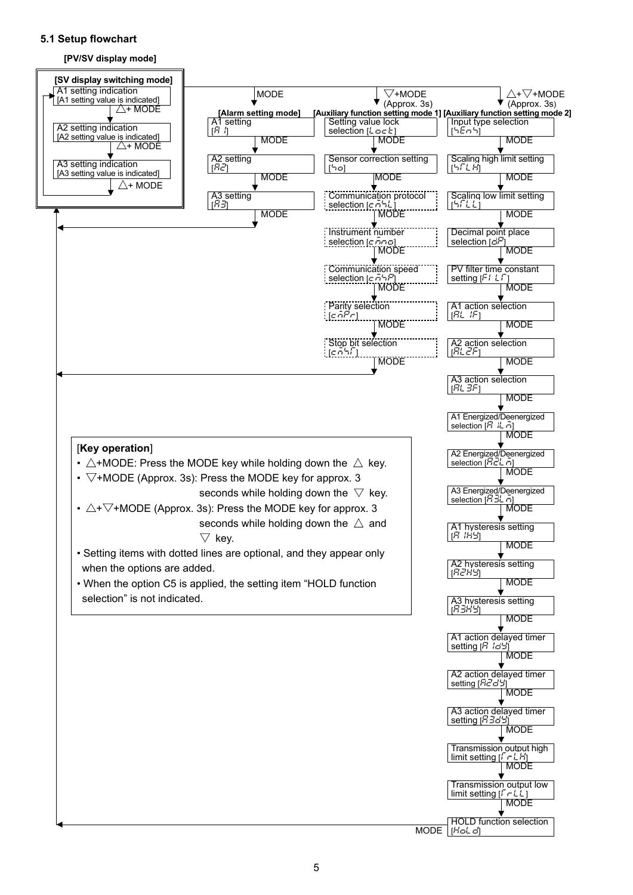### 5.1 Setup flowchart

**[PV/SV display mode]**

**[SV display switching mode]**

- A1 setting indication [A1 setting value is indicated]
  - △+ MODE
- A2 setting indication [A2 setting value is indicated]
  - △+ MODE
- A3 setting indication [A3 setting value is indicated]
  - △+ MODE (returns to A1 setting indication)

**MODE → [Alarm setting mode]**

- A1 setting [A 1]
  - MODE
- A2 setting [A2]
  - MODE
- A3 setting [A3]
  - MODE (returns to PV/SV display mode)

**▽+MODE (Approx. 3s) → [Auxiliary function setting mode 1]**

- Setting value lock selection [LocK]
  - MODE
- Sensor correction setting [So]
  - MODE
- Communication protocol selection [cmSL]
  - MODE
- Instrument number selection [cmno]
  - MODE
- Communication speed selection [cmSP]
  - MODE
- Parity selection [cmPr]
  - MODE
- Stop bit selection [cmSt]
  - MODE (returns to PV/SV display mode)

**△+▽+MODE (Approx. 3s) → [Auxiliary function setting mode 2]**

- Input type selection [SEnS]
  - MODE
- Scaling high limit setting [SLH]
  - MODE
- Scaling low limit setting [SLL]
  - MODE
- Decimal point place selection [dP]
  - MODE
- PV filter time constant setting [FILT]
  - MODE
- A1 action selection [AL 1F]
  - MODE
- A2 action selection [AL2F]
  - MODE
- A3 action selection [AL 3F]
  - MODE
- A1 Energized/Deenergized selection [A 1Lm]
  - MODE
- A2 Energized/Deenergized selection [A2Lm]
  - MODE
- A3 Energized/Deenergized selection [A3Lm]
  - MODE
- A1 hysteresis setting [A 1HY]
  - MODE
- A2 hysteresis setting [A2HY]
  - MODE
- A3 hysteresis setting [A3HY]
  - MODE
- A1 action delayed timer setting [A 1dY]
  - MODE
- A2 action delayed timer setting [A2dY]
  - MODE
- A3 action delayed timer setting [A3dY]
  - MODE
- Transmission output high limit setting [TrLH]
  - MODE
- Transmission output low limit setting [TrLL]
  - MODE
- HOLD function selection [HoLd]
  - MODE (returns to PV/SV display mode)

**[Key operation]**

- △+MODE: Press the MODE key while holding down the △ key.
- ▽+MODE (Approx. 3s): Press the MODE key for approx. 3 seconds while holding down the ▽ key.
- △+▽+MODE (Approx. 3s): Press the MODE key for approx. 3 seconds while holding down the △ and ▽ key.
- Setting items with dotted lines are optional, and they appear only when the options are added.
- When the option C5 is applied, the setting item "HOLD function selection" is not indicated.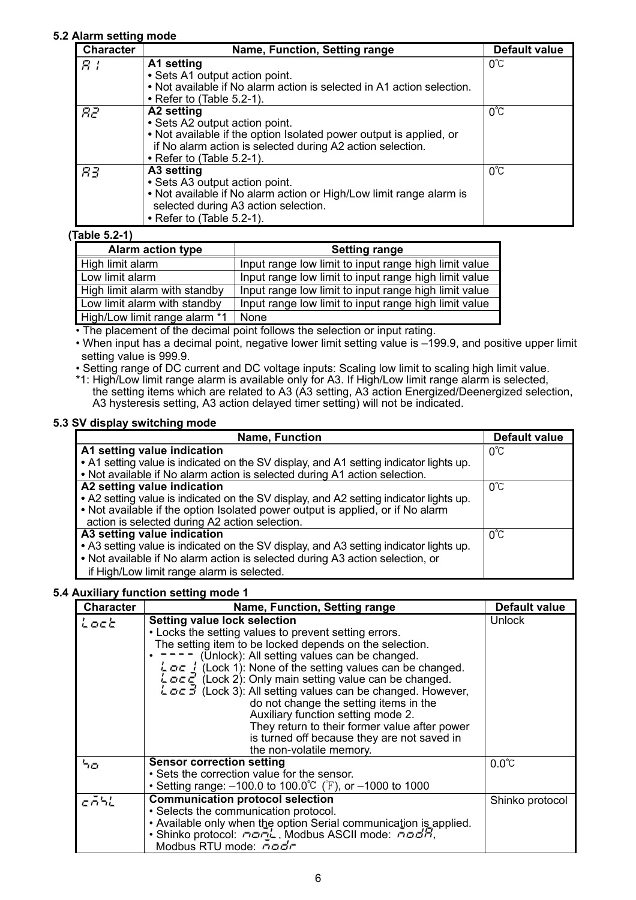### 5.2 Alarm setting mode

| Character | Name, Function, Setting range | Default value |
|---|---|---|
| A1 | **A1 setting**<br>• Sets A1 output action point.<br>• Not available if No alarm action is selected in A1 action selection.<br>• Refer to (Table 5.2-1). | 0℃ |
| A2 | **A2 setting**<br>• Sets A2 output action point.<br>• Not available if the option Isolated power output is applied, or if No alarm action is selected during A2 action selection.<br>• Refer to (Table 5.2-1). | 0℃ |
| A3 | **A3 setting**<br>• Sets A3 output action point.<br>• Not available if No alarm action or High/Low limit range alarm is selected during A3 action selection.<br>• Refer to (Table 5.2-1). | 0℃ |

**(Table 5.2-1)**

| Alarm action type | Setting range |
|---|---|
| High limit alarm | Input range low limit to input range high limit value |
| Low limit alarm | Input range low limit to input range high limit value |
| High limit alarm with standby | Input range low limit to input range high limit value |
| Low limit alarm with standby | Input range low limit to input range high limit value |
| High/Low limit range alarm *1 | None |

• The placement of the decimal point follows the selection or input rating.

• When input has a decimal point, negative lower limit setting value is –199.9, and positive upper limit setting value is 999.9.

• Setting range of DC current and DC voltage inputs: Scaling low limit to scaling high limit value.

*1: High/Low limit range alarm is available only for A3. If High/Low limit range alarm is selected, the setting items which are related to A3 (A3 setting, A3 action Energized/Deenergized selection, A3 hysteresis setting, A3 action delayed timer setting) will not be indicated.

### 5.3 SV display switching mode

| Name, Function | Default value |
|---|---|
| **A1 setting value indication**<br>• A1 setting value is indicated on the SV display, and A1 setting indicator lights up.<br>• Not available if No alarm action is selected during A1 action selection. | 0℃ |
| **A2 setting value indication**<br>• A2 setting value is indicated on the SV display, and A2 setting indicator lights up.<br>• Not available if the option Isolated power output is applied, or if No alarm action is selected during A2 action selection. | 0℃ |
| **A3 setting value indication**<br>• A3 setting value is indicated on the SV display, and A3 setting indicator lights up.<br>• Not available if No alarm action is selected during A3 action selection, or if High/Low limit range alarm is selected. | 0℃ |

### 5.4 Auxiliary function setting mode 1

| Character | Name, Function, Setting range | Default value |
|---|---|---|
| LoCK | **Setting value lock selection**<br>• Locks the setting values to prevent setting errors.<br>The setting item to be locked depends on the selection.<br>• ---- (Unlock): All setting values can be changed.<br>Loc 1 (Lock 1): None of the setting values can be changed.<br>Loc 2 (Lock 2): Only main setting value can be changed.<br>Loc 3 (Lock 3): All setting values can be changed. However, do not change the setting items in the Auxiliary function setting mode 2. They return to their former value after power is turned off because they are not saved in the non-volatile memory. | Unlock |
| So | **Sensor correction setting**<br>• Sets the correction value for the sensor.<br>• Setting range: –100.0 to 100.0℃ (℉), or –1000 to 1000 | 0.0℃ |
| CMSL | **Communication protocol selection**<br>• Selects the communication protocol.<br>• Available only when the option Serial communication is applied.<br>• Shinko protocol: noML, Modbus ASCII mode: ModA, Modbus RTU mode: Modr | Shinko protocol |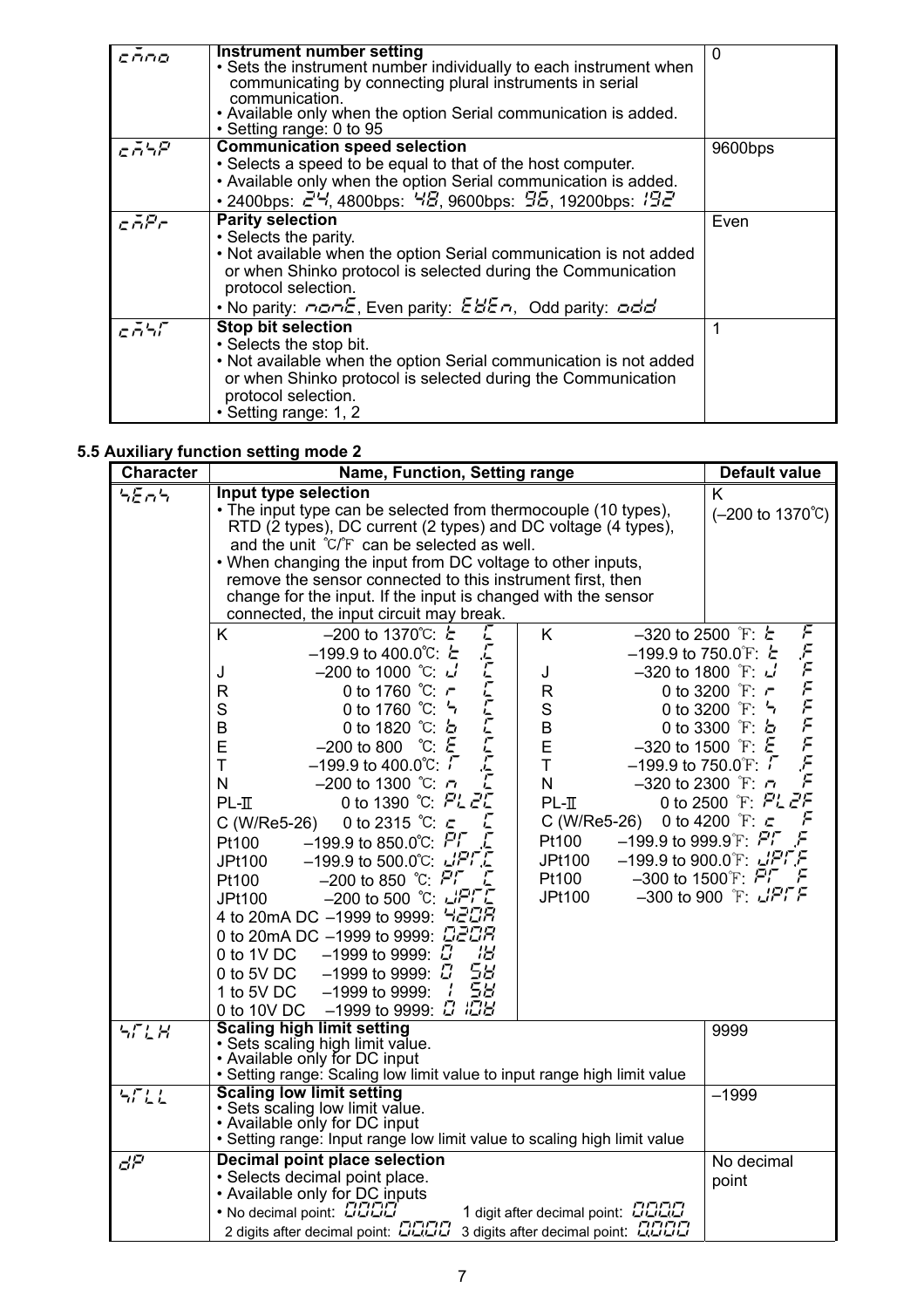| | | |
|---|---|---|
| cNNO | **Instrument number setting**<br>• Sets the instrument number individually to each instrument when communicating by connecting plural instruments in serial communication.<br>• Available only when the option Serial communication is added.<br>• Setting range: 0 to 95 | 0 |
| cMSP | **Communication speed selection**<br>• Selects a speed to be equal to that of the host computer.<br>• Available only when the option Serial communication is added.<br>• 2400bps: 24, 4800bps: 48, 9600bps: 96, 19200bps: 192 | 9600bps |
| cMPr | **Parity selection**<br>• Selects the parity.<br>• Not available when the option Serial communication is not added or when Shinko protocol is selected during the Communication protocol selection.<br>• No parity: nonE, Even parity: EVEn, Odd parity: odd | Even |
| cMST | **Stop bit selection**<br>• Selects the stop bit.<br>• Not available when the option Serial communication is not added or when Shinko protocol is selected during the Communication protocol selection.<br>• Setting range: 1, 2 | 1 |

## 5.5 Auxiliary function setting mode 2

| Character | Name, Function, Setting range | Default value |
|---|---|---|
| SEnS | **Input type selection**<br>• The input type can be selected from thermocouple (10 types), RTD (2 types), DC current (2 types) and DC voltage (4 types), and the unit ℃/℉ can be selected as well.<br>• When changing the input from DC voltage to other inputs, remove the sensor connected to this instrument first, then change for the input. If the input is changed with the sensor connected, the input circuit may break.<br><br>K –200 to 1370℃: K C<br>K –199.9 to 400.0℃: K .C<br>J –200 to 1000 ℃: J C<br>R 0 to 1760 ℃: r C<br>S 0 to 1760 ℃: S C<br>B 0 to 1820 ℃: b C<br>E –200 to 800 ℃: E C<br>T –199.9 to 400.0℃: T .C<br>N –200 to 1300 ℃: n C<br>PL-Ⅱ 0 to 1390 ℃: PL2C<br>C (W/Re5-26) 0 to 2315 ℃: c C<br>Pt100 –199.9 to 850.0℃: PT .C<br>JPt100 –199.9 to 500.0℃: JPT.C<br>Pt100 –200 to 850 ℃: PT C<br>JPt100 –200 to 500 ℃: JPTC<br>4 to 20mA DC –1999 to 9999: 420A<br>0 to 20mA DC –1999 to 9999: 020A<br>0 to 1V DC –1999 to 9999: 0 1V<br>0 to 5V DC –1999 to 9999: 0 5V<br>1 to 5V DC –1999 to 9999: 1 5V<br>0 to 10V DC –1999 to 9999: 0 10V<br><br>K –320 to 2500 ℉: K F<br>K –199.9 to 750.0℉: K .F<br>J –320 to 1800 ℉: J F<br>R 0 to 3200 ℉: r F<br>S 0 to 3200 ℉: S F<br>B 0 to 3300 ℉: b F<br>E –320 to 1500 ℉: E F<br>T –199.9 to 750.0℉: T .F<br>N –320 to 2300 ℉: n F<br>PL-Ⅱ 0 to 2500 ℉: PL2F<br>C (W/Re5-26) 0 to 4200 ℉: c F<br>Pt100 –199.9 to 999.9℉: PT .F<br>JPt100 –199.9 to 900.0℉: JPT.F<br>Pt100 –300 to 1500℉: PT F<br>JPt100 –300 to 900 ℉: JPTF | K<br>(–200 to 1370℃) |
| SCLH | **Scaling high limit setting**<br>• Sets scaling high limit value.<br>• Available only for DC input<br>• Setting range: Scaling low limit value to input range high limit value | 9999 |
| SCLL | **Scaling low limit setting**<br>• Sets scaling low limit value.<br>• Available only for DC input<br>• Setting range: Input range low limit value to scaling high limit value | –1999 |
| dP | **Decimal point place selection**<br>• Selects decimal point place.<br>• Available only for DC inputs<br>• No decimal point: 0000 1 digit after decimal point: 000.0<br>2 digits after decimal point: 00.00 3 digits after decimal point: 0.000 | No decimal point |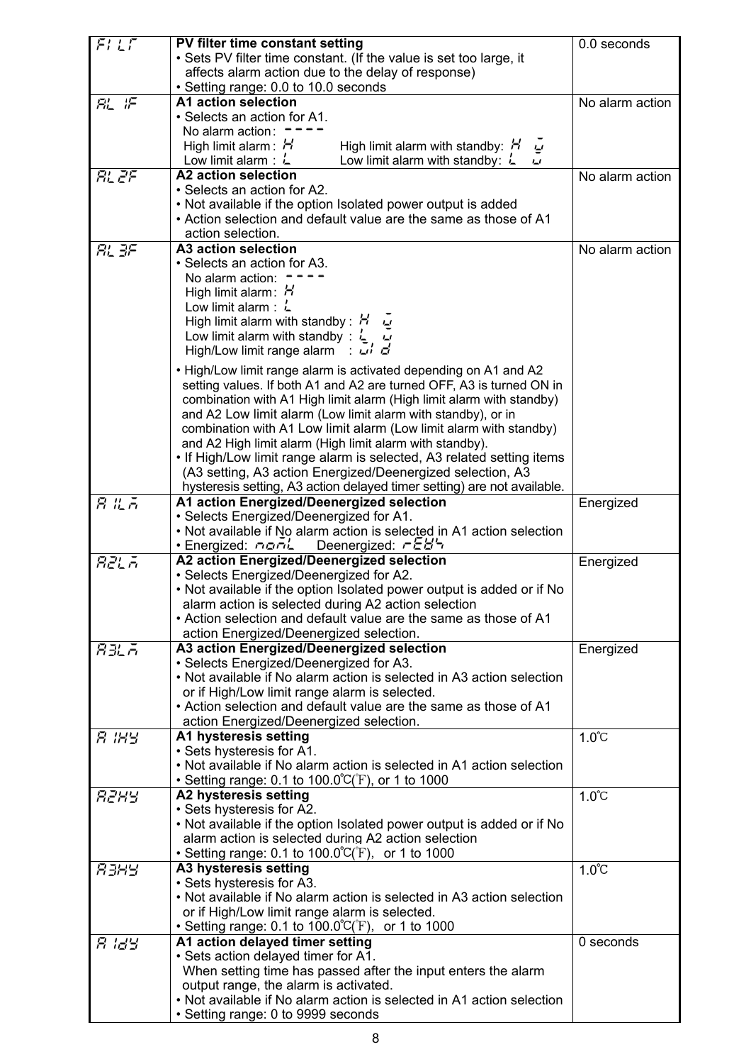| | | |
|---|---|---|
| FILT | **PV filter time constant setting**<br>• Sets PV filter time constant. (If the value is set too large, it affects alarm action due to the delay of response)<br>• Setting range: 0.0 to 10.0 seconds | 0.0 seconds |
| AL 1F | **A1 action selection**<br>• Selects an action for A1.<br>No alarm action: ----<br>High limit alarm: H　　High limit alarm with standby: H W<br>Low limit alarm: L　　Low limit alarm with standby: L W | No alarm action |
| AL 2F | **A2 action selection**<br>• Selects an action for A2.<br>• Not available if the option Isolated power output is added<br>• Action selection and default value are the same as those of A1 action selection. | No alarm action |
| AL 3F | **A3 action selection**<br>• Selects an action for A3.<br>No alarm action: ----<br>High limit alarm: H<br>Low limit alarm: L<br>High limit alarm with standby: H W<br>Low limit alarm with standby: L W<br>High/Low limit range alarm: WID<br>• High/Low limit range alarm is activated depending on A1 and A2 setting values. If both A1 and A2 are turned OFF, A3 is turned ON in combination with A1 High limit alarm (High limit alarm with standby) and A2 Low limit alarm (Low limit alarm with standby), or in combination with A1 Low limit alarm (Low limit alarm with standby) and A2 High limit alarm (High limit alarm with standby).<br>• If High/Low limit range alarm is selected, A3 related setting items (A3 setting, A3 action Energized/Deenergized selection, A3 hysteresis setting, A3 action delayed timer setting) are not available. | No alarm action |
| A 1LA | **A1 action Energized/Deenergized selection**<br>• Selects Energized/Deenergized for A1.<br>• Not available if No alarm action is selected in A1 action selection<br>• Energized: NONL　Deenergized: REVS | Energized |
| A2LA | **A2 action Energized/Deenergized selection**<br>• Selects Energized/Deenergized for A2.<br>• Not available if the option Isolated power output is added or if No alarm action is selected during A2 action selection<br>• Action selection and default value are the same as those of A1 action Energized/Deenergized selection. | Energized |
| A3LA | **A3 action Energized/Deenergized selection**<br>• Selects Energized/Deenergized for A3.<br>• Not available if No alarm action is selected in A3 action selection or if High/Low limit range alarm is selected.<br>• Action selection and default value are the same as those of A1 action Energized/Deenergized selection. | Energized |
| A 1HY | **A1 hysteresis setting**<br>• Sets hysteresis for A1.<br>• Not available if No alarm action is selected in A1 action selection<br>• Setting range: 0.1 to 100.0℃(℉), or 1 to 1000 | 1.0℃ |
| A2HY | **A2 hysteresis setting**<br>• Sets hysteresis for A2.<br>• Not available if the option Isolated power output is added or if No alarm action is selected during A2 action selection<br>• Setting range: 0.1 to 100.0℃(℉), or 1 to 1000 | 1.0℃ |
| A3HY | **A3 hysteresis setting**<br>• Sets hysteresis for A3.<br>• Not available if No alarm action is selected in A3 action selection or if High/Low limit range alarm is selected.<br>• Setting range: 0.1 to 100.0℃(℉), or 1 to 1000 | 1.0℃ |
| A 1DY | **A1 action delayed timer setting**<br>• Sets action delayed timer for A1.<br>When setting time has passed after the input enters the alarm output range, the alarm is activated.<br>• Not available if No alarm action is selected in A1 action selection<br>• Setting range: 0 to 9999 seconds | 0 seconds |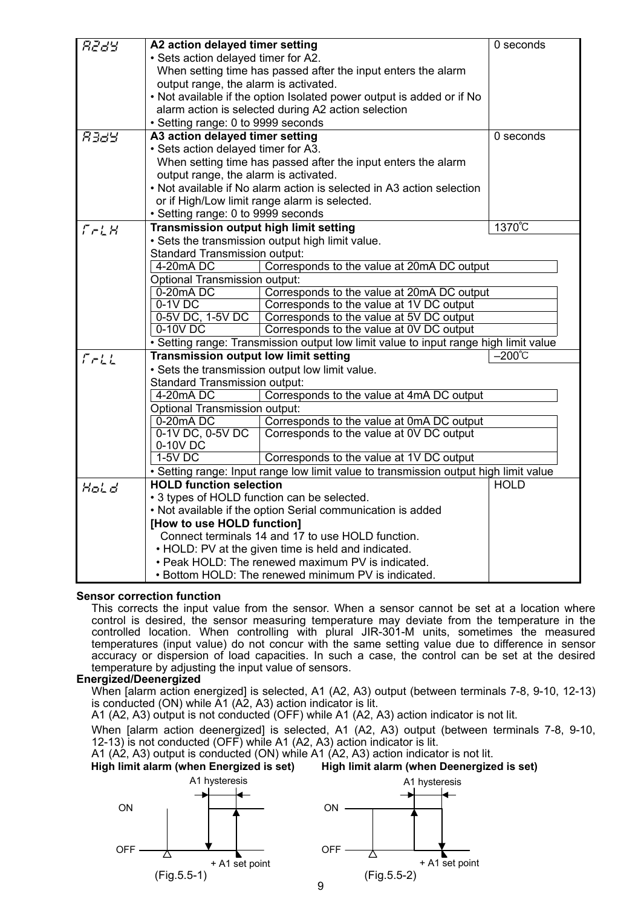| | | |
|---|---|---|
| A2dY | **A2 action delayed timer setting**<br>• Sets action delayed timer for A2.<br>When setting time has passed after the input enters the alarm output range, the alarm is activated.<br>• Not available if the option Isolated power output is added or if No alarm action is selected during A2 action selection<br>• Setting range: 0 to 9999 seconds | 0 seconds |
| A3dY | **A3 action delayed timer setting**<br>• Sets action delayed timer for A3.<br>When setting time has passed after the input enters the alarm output range, the alarm is activated.<br>• Not available if No alarm action is selected in A3 action selection or if High/Low limit range alarm is selected.<br>• Setting range: 0 to 9999 seconds | 0 seconds |
| TrLH | **Transmission output high limit setting**<br>• Sets the transmission output high limit value.<br>Standard Transmission output:<br>4-20mA DC: Corresponds to the value at 20mA DC output<br>Optional Transmission output:<br>0-20mA DC: Corresponds to the value at 20mA DC output<br>0-1V DC: Corresponds to the value at 1V DC output<br>0-5V DC, 1-5V DC: Corresponds to the value at 5V DC output<br>0-10V DC: Corresponds to the value at 0V DC output<br>• Setting range: Transmission output low limit value to input range high limit value | 1370℃ |
| TrLL | **Transmission output low limit setting**<br>• Sets the transmission output low limit value.<br>Standard Transmission output:<br>4-20mA DC: Corresponds to the value at 4mA DC output<br>Optional Transmission output:<br>0-20mA DC: Corresponds to the value at 0mA DC output<br>0-1V DC, 0-5V DC, 0-10V DC: Corresponds to the value at 0V DC output<br>1-5V DC: Corresponds to the value at 1V DC output<br>• Setting range: Input range low limit value to transmission output high limit value | –200℃ |
| HoLd | **HOLD function selection**<br>• 3 types of HOLD function can be selected.<br>• Not available if the option Serial communication is added<br>**[How to use HOLD function]**<br>Connect terminals 14 and 17 to use HOLD function.<br>• HOLD: PV at the given time is held and indicated.<br>• Peak HOLD: The renewed maximum PV is indicated.<br>• Bottom HOLD: The renewed minimum PV is indicated. | HOLD |

**Sensor correction function**

This corrects the input value from the sensor. When a sensor cannot be set at a location where control is desired, the sensor measuring temperature may deviate from the temperature in the controlled location. When controlling with plural JIR-301-M units, sometimes the measured temperatures (input value) do not concur with the same setting value due to difference in sensor accuracy or dispersion of load capacities. In such a case, the control can be set at the desired temperature by adjusting the input value of sensors.

**Energized/Deenergized**

When [alarm action energized] is selected, A1 (A2, A3) output (between terminals 7-8, 9-10, 12-13) is conducted (ON) while A1 (A2, A3) action indicator is lit.
A1 (A2, A3) output is not conducted (OFF) while A1 (A2, A3) action indicator is not lit.

When [alarm action deenergized] is selected, A1 (A2, A3) output (between terminals 7-8, 9-10, 12-13) is not conducted (OFF) while A1 (A2, A3) action indicator is lit.
A1 (A2, A3) output is conducted (ON) while A1 (A2, A3) action indicator is not lit.

**High limit alarm (when Energized is set)**

A1 hysteresis, ON, OFF, + A1 set point

(Fig.5.5-1)

**High limit alarm (when Deenergized is set)**

A1 hysteresis, ON, OFF, + A1 set point

(Fig.5.5-2)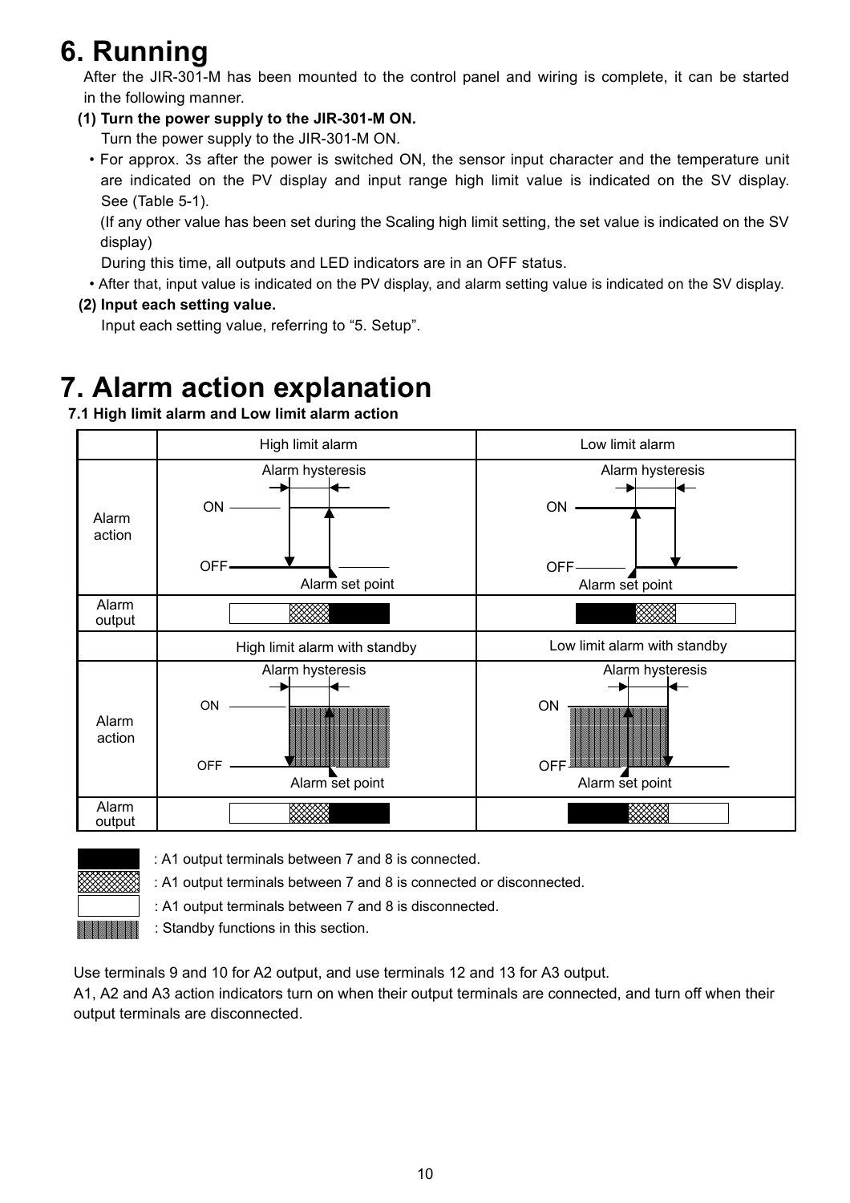// Unreadable content is not the issue; this page is readable.

# 6. Running

After the JIR-301-M has been mounted to the control panel and wiring is complete, it can be started in the following manner.

**(1) Turn the power supply to the JIR-301-M ON.**

Turn the power supply to the JIR-301-M ON.

- For approx. 3s after the power is switched ON, the sensor input character and the temperature unit are indicated on the PV display and input range high limit value is indicated on the SV display. See (Table 5-1).

  (If any other value has been set during the Scaling high limit setting, the set value is indicated on the SV display)

  During this time, all outputs and LED indicators are in an OFF status.

- After that, input value is indicated on the PV display, and alarm setting value is indicated on the SV display.

**(2) Input each setting value.**

Input each setting value, referring to "5. Setup".

# 7. Alarm action explanation

## 7.1 High limit alarm and Low limit alarm action

| | High limit alarm | Low limit alarm |
|---|---|---|
| Alarm action | Alarm hysteresis<br>ON<br>OFF<br>Alarm set point | Alarm hysteresis<br>ON<br>OFF<br>Alarm set point |
| Alarm output | | |
| | High limit alarm with standby | Low limit alarm with standby |
| Alarm action | Alarm hysteresis<br>ON<br>OFF<br>Alarm set point | Alarm hysteresis<br>ON<br>OFF<br>Alarm set point |
| Alarm output | | |

- (Black): A1 output terminals between 7 and 8 is connected.
- (Cross-hatched): A1 output terminals between 7 and 8 is connected or disconnected.
- (White): A1 output terminals between 7 and 8 is disconnected.
- (Vertical hatched): Standby functions in this section.

Use terminals 9 and 10 for A2 output, and use terminals 12 and 13 for A3 output.

A1, A2 and A3 action indicators turn on when their output terminals are connected, and turn off when their output terminals are disconnected.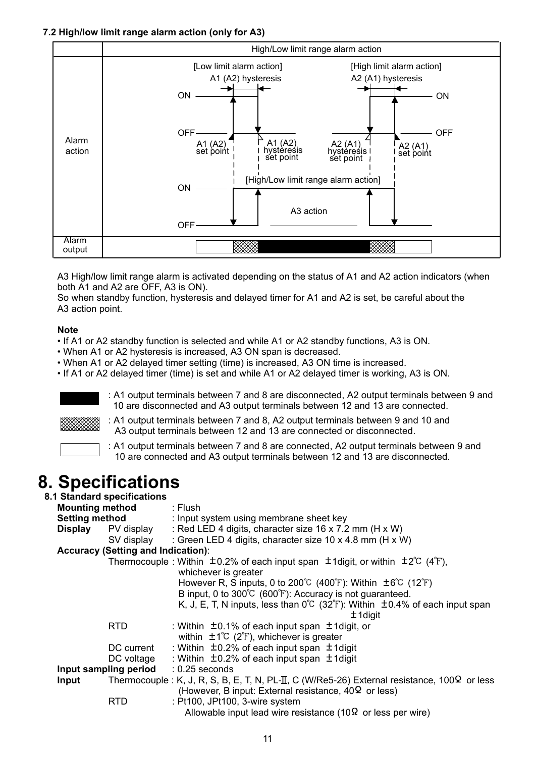### 7.2 High/low limit range alarm action (only for A3)

| | High/Low limit range alarm action |
|---|---|
| Alarm action | [Low limit alarm action] A1 (A2) hysteresis; [High limit alarm action] A2 (A1) hysteresis; ON / OFF; A1 (A2) set point; A1 (A2) hysteresis set point; A2 (A1) hysteresis set point; A2 (A1) set point; [High/Low limit range alarm action] ON / OFF; A3 action |
| Alarm output | |

A3 High/low limit range alarm is activated depending on the status of A1 and A2 action indicators (when both A1 and A2 are OFF, A3 is ON).
So when standby function, hysteresis and delayed timer for A1 and A2 is set, be careful about the A3 action point.

**Note**

- If A1 or A2 standby function is selected and while A1 or A2 standby functions, A3 is ON.
- When A1 or A2 hysteresis is increased, A3 ON span is decreased.
- When A1 or A2 delayed timer setting (time) is increased, A3 ON time is increased.
- If A1 or A2 delayed timer (time) is set and while A1 or A2 delayed timer is working, A3 is ON.

(Black): A1 output terminals between 7 and 8 are disconnected, A2 output terminals between 9 and 10 are disconnected and A3 output terminals between 12 and 13 are connected.

(Hatched): A1 output terminals between 7 and 8, A2 output terminals between 9 and 10 and A3 output terminals between 12 and 13 are connected or disconnected.

(White): A1 output terminals between 7 and 8 are connected, A2 output terminals between 9 and 10 are connected and A3 output terminals between 12 and 13 are disconnected.

# 8. Specifications

## 8.1 Standard specifications

**Mounting method** : Flush

**Setting method** : Input system using membrane sheet key

**Display**
- PV display : Red LED 4 digits, character size 16 x 7.2 mm (H x W)
- SV display : Green LED 4 digits, character size 10 x 4.8 mm (H x W)

**Accuracy (Setting and Indication)**:
- Thermocouple : Within ±0.2% of each input span ±1digit, or within ±2℃ (4℉), whichever is greater
  However R, S inputs, 0 to 200℃ (400℉): Within ±6℃ (12℉)
  B input, 0 to 300℃ (600℉): Accuracy is not guaranteed.
  K, J, E, T, N inputs, less than 0℃ (32℉): Within ±0.4% of each input span ±1digit
- RTD : Within ±0.1% of each input span ±1digit, or within ±1℃ (2℉), whichever is greater
- DC current : Within ±0.2% of each input span ±1digit
- DC voltage : Within ±0.2% of each input span ±1digit

**Input sampling period** : 0.25 seconds

**Input**
- Thermocouple : K, J, R, S, B, E, T, N, PL-Ⅱ, C (W/Re5-26) External resistance, 100Ω or less
  (However, B input: External resistance, 40Ω or less)
- RTD : Pt100, JPt100, 3-wire system
  Allowable input lead wire resistance (10Ω or less per wire)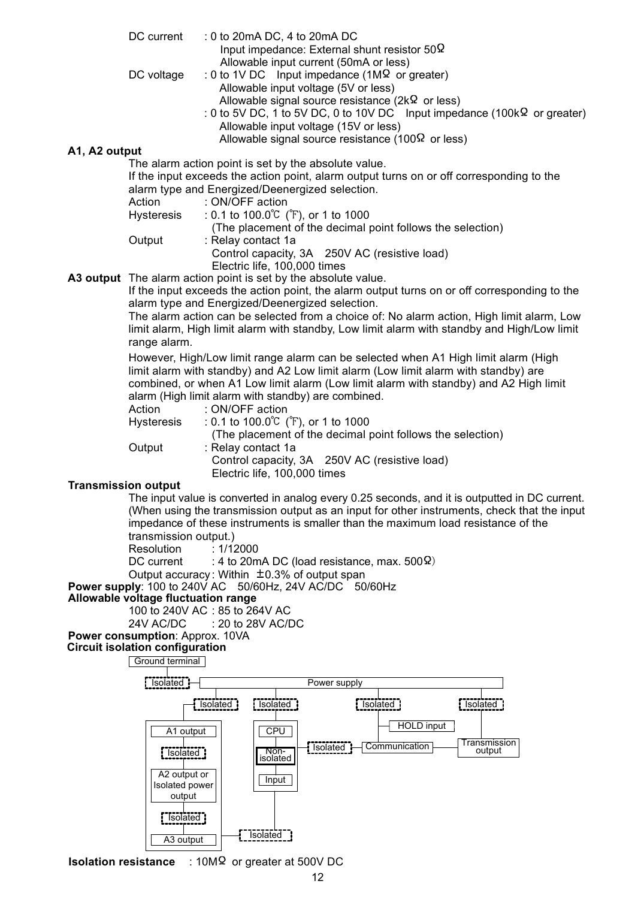DC current : 0 to 20mA DC, 4 to 20mA DC
Input impedance: External shunt resistor 50Ω
Allowable input current (50mA or less)

DC voltage : 0 to 1V DC Input impedance (1MΩ or greater)
Allowable input voltage (5V or less)
Allowable signal source resistance (2kΩ or less)
: 0 to 5V DC, 1 to 5V DC, 0 to 10V DC Input impedance (100kΩ or greater)
Allowable input voltage (15V or less)
Allowable signal source resistance (100Ω or less)

**A1, A2 output**

The alarm action point is set by the absolute value.
If the input exceeds the action point, alarm output turns on or off corresponding to the alarm type and Energized/Deenergized selection.

Action : ON/OFF action
Hysteresis : 0.1 to 100.0℃ (℉), or 1 to 1000
(The placement of the decimal point follows the selection)
Output : Relay contact 1a
Control capacity, 3A 250V AC (resistive load)
Electric life, 100,000 times

**A3 output** The alarm action point is set by the absolute value.
If the input exceeds the action point, the alarm output turns on or off corresponding to the alarm type and Energized/Deenergized selection.
The alarm action can be selected from a choice of: No alarm action, High limit alarm, Low limit alarm, High limit alarm with standby, Low limit alarm with standby and High/Low limit range alarm.

However, High/Low limit range alarm can be selected when A1 High limit alarm (High limit alarm with standby) and A2 Low limit alarm (Low limit alarm with standby) are combined, or when A1 Low limit alarm (Low limit alarm with standby) and A2 High limit alarm (High limit alarm with standby) are combined.

Action : ON/OFF action
Hysteresis : 0.1 to 100.0℃ (℉), or 1 to 1000
(The placement of the decimal point follows the selection)
Output : Relay contact 1a
Control capacity, 3A 250V AC (resistive load)
Electric life, 100,000 times

**Transmission output**

The input value is converted in analog every 0.25 seconds, and it is outputted in DC current.
(When using the transmission output as an input for other instruments, check that the input impedance of these instruments is smaller than the maximum load resistance of the transmission output.)

Resolution : 1/12000
DC current : 4 to 20mA DC (load resistance, max. 500Ω)
Output accuracy : Within ±0.3% of output span

**Power supply**: 100 to 240V AC 50/60Hz, 24V AC/DC 50/60Hz

**Allowable voltage fluctuation range**

100 to 240V AC : 85 to 264V AC
24V AC/DC : 20 to 28V AC/DC

**Power consumption**: Approx. 10VA

**Circuit isolation configuration**

Ground terminal — Isolated — Power supply

Power supply — Isolated — A1 output — Isolated — A2 output or Isolated power output — Isolated — A3 output

Power supply — Isolated — CPU — Non-isolated — Input

A3 output — Isolated — Input

CPU — Isolated — Communication

Power supply — Isolated — HOLD input / Communication

Power supply — Isolated — Transmission output

Communication — Transmission output

**Isolation resistance** : 10MΩ or greater at 500V DC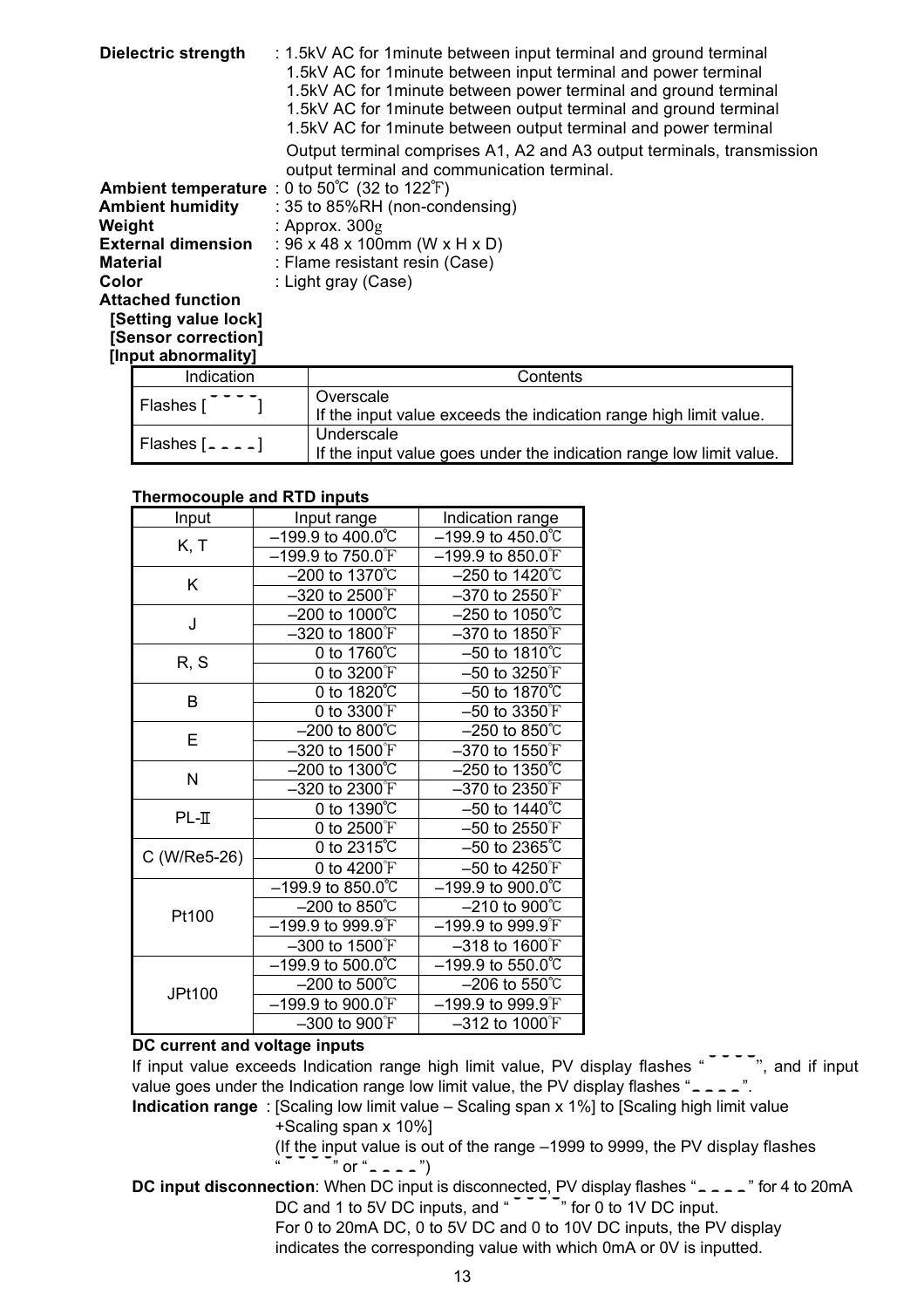**Dielectric strength** : 1.5kV AC for 1minute between input terminal and ground terminal
1.5kV AC for 1minute between input terminal and power terminal
1.5kV AC for 1minute between power terminal and ground terminal
1.5kV AC for 1minute between output terminal and ground terminal
1.5kV AC for 1minute between output terminal and power terminal
Output terminal comprises A1, A2 and A3 output terminals, transmission output terminal and communication terminal.

**Ambient temperature** : 0 to 50℃ (32 to 122℉)
**Ambient humidity** : 35 to 85%RH (non-condensing)
**Weight** : Approx. 300g
**External dimension** : 96 x 48 x 100mm (W x H x D)
**Material** : Flame resistant resin (Case)
**Color** : Light gray (Case)
**Attached function**
**[Setting value lock]**
**[Sensor correction]**
**[Input abnormality]**

| Indication | Contents |
|---|---|
| Flashes [‾ ‾ ‾ ‾] | Overscale<br>If the input value exceeds the indication range high limit value. |
| Flashes [_ _ _ _] | Underscale<br>If the input value goes under the indication range low limit value. |

**Thermocouple and RTD inputs**

| Input | Input range | Indication range |
|---|---|---|
| K, T | –199.9 to 400.0℃ | –199.9 to 450.0℃ |
| | –199.9 to 750.0℉ | –199.9 to 850.0℉ |
| K | –200 to 1370℃ | –250 to 1420℃ |
| | –320 to 2500℉ | –370 to 2550℉ |
| J | –200 to 1000℃ | –250 to 1050℃ |
| | –320 to 1800℉ | –370 to 1850℉ |
| R, S | 0 to 1760℃ | –50 to 1810℃ |
| | 0 to 3200℉ | –50 to 3250℉ |
| B | 0 to 1820℃ | –50 to 1870℃ |
| | 0 to 3300℉ | –50 to 3350℉ |
| E | –200 to 800℃ | –250 to 850℃ |
| | –320 to 1500℉ | –370 to 1550℉ |
| N | –200 to 1300℃ | –250 to 1350℃ |
| | –320 to 2300℉ | –370 to 2350℉ |
| PL-Ⅱ | 0 to 1390℃ | –50 to 1440℃ |
| | 0 to 2500℉ | –50 to 2550℉ |
| C (W/Re5-26) | 0 to 2315℃ | –50 to 2365℃ |
| | 0 to 4200℉ | –50 to 4250℉ |
| Pt100 | –199.9 to 850.0℃ | –199.9 to 900.0℃ |
| | –200 to 850℃ | –210 to 900℃ |
| | –199.9 to 999.9℉ | –199.9 to 999.9℉ |
| | –300 to 1500℉ | –318 to 1600℉ |
| JPt100 | –199.9 to 500.0℃ | –199.9 to 550.0℃ |
| | –200 to 500℃ | –206 to 550℃ |
| | –199.9 to 900.0℉ | –199.9 to 999.9℉ |
| | –300 to 900℉ | –312 to 1000℉ |

**DC current and voltage inputs**

If input value exceeds Indication range high limit value, PV display flashes "‾ ‾ ‾ ‾", and if input value goes under the Indication range low limit value, the PV display flashes "_ _ _ _".

**Indication range** : [Scaling low limit value – Scaling span x 1%] to [Scaling high limit value +Scaling span x 10%]
(If the input value is out of the range –1999 to 9999, the PV display flashes "‾ ‾ ‾ ‾" or "_ _ _ _")

**DC input disconnection**: When DC input is disconnected, PV display flashes "_ _ _ _" for 4 to 20mA DC and 1 to 5V DC inputs, and "‾ ‾ ‾ ‾" for 0 to 1V DC input.
For 0 to 20mA DC, 0 to 5V DC and 0 to 10V DC inputs, the PV display indicates the corresponding value with which 0mA or 0V is inputted.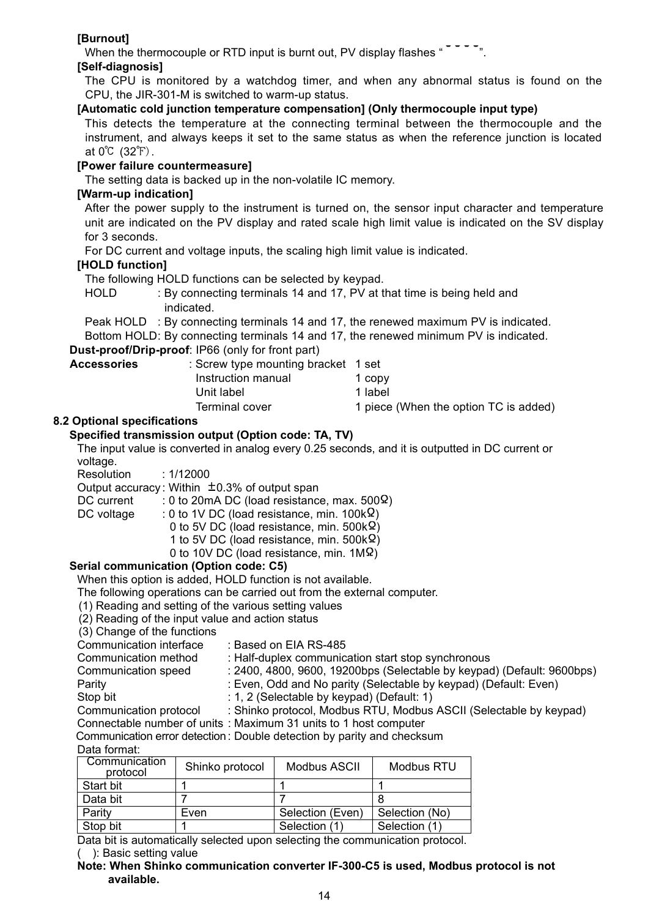**[Burnout]**

When the thermocouple or RTD input is burnt out, PV display flashes " ¯ ¯ ¯ ¯ ".

**[Self-diagnosis]**

The CPU is monitored by a watchdog timer, and when any abnormal status is found on the CPU, the JIR-301-M is switched to warm-up status.

**[Automatic cold junction temperature compensation] (Only thermocouple input type)**

This detects the temperature at the connecting terminal between the thermocouple and the instrument, and always keeps it set to the same status as when the reference junction is located at 0℃ (32℉).

**[Power failure countermeasure]**

The setting data is backed up in the non-volatile IC memory.

**[Warm-up indication]**

After the power supply to the instrument is turned on, the sensor input character and temperature unit are indicated on the PV display and rated scale high limit value is indicated on the SV display for 3 seconds.

For DC current and voltage inputs, the scaling high limit value is indicated.

**[HOLD function]**

The following HOLD functions can be selected by keypad.

HOLD : By connecting terminals 14 and 17, PV at that time is being held and indicated.

Peak HOLD : By connecting terminals 14 and 17, the renewed maximum PV is indicated.

Bottom HOLD: By connecting terminals 14 and 17, the renewed minimum PV is indicated.

**Dust-proof/Drip-proof**: IP66 (only for front part)

**Accessories** : Screw type mounting bracket 1 set
Instruction manual 1 copy
Unit label 1 label
Terminal cover 1 piece (When the option TC is added)

## 8.2 Optional specifications

**Specified transmission output (Option code: TA, TV)**

The input value is converted in analog every 0.25 seconds, and it is outputted in DC current or voltage.

Resolution : 1/12000
Output accuracy : Within ±0.3% of output span
DC current : 0 to 20mA DC (load resistance, max. 500Ω)
DC voltage : 0 to 1V DC (load resistance, min. 100kΩ)
0 to 5V DC (load resistance, min. 500kΩ)
1 to 5V DC (load resistance, min. 500kΩ)
0 to 10V DC (load resistance, min. 1MΩ)

**Serial communication (Option code: C5)**

When this option is added, HOLD function is not available.

The following operations can be carried out from the external computer.

(1) Reading and setting of the various setting values
(2) Reading of the input value and action status
(3) Change of the functions

Communication interface : Based on EIA RS-485
Communication method : Half-duplex communication start stop synchronous
Communication speed : 2400, 4800, 9600, 19200bps (Selectable by keypad) (Default: 9600bps)
Parity : Even, Odd and No parity (Selectable by keypad) (Default: Even)
Stop bit : 1, 2 (Selectable by keypad) (Default: 1)
Communication protocol : Shinko protocol, Modbus RTU, Modbus ASCII (Selectable by keypad)
Connectable number of units : Maximum 31 units to 1 host computer
Communication error detection : Double detection by parity and checksum

Data format:

| Communication protocol | Shinko protocol | Modbus ASCII | Modbus RTU |
|---|---|---|---|
| Start bit | 1 | 1 | 1 |
| Data bit | 7 | 7 | 8 |
| Parity | Even | Selection (Even) | Selection (No) |
| Stop bit | 1 | Selection (1) | Selection (1) |

Data bit is automatically selected upon selecting the communication protocol.

( ): Basic setting value

**Note: When Shinko communication converter IF-300-C5 is used, Modbus protocol is not available.**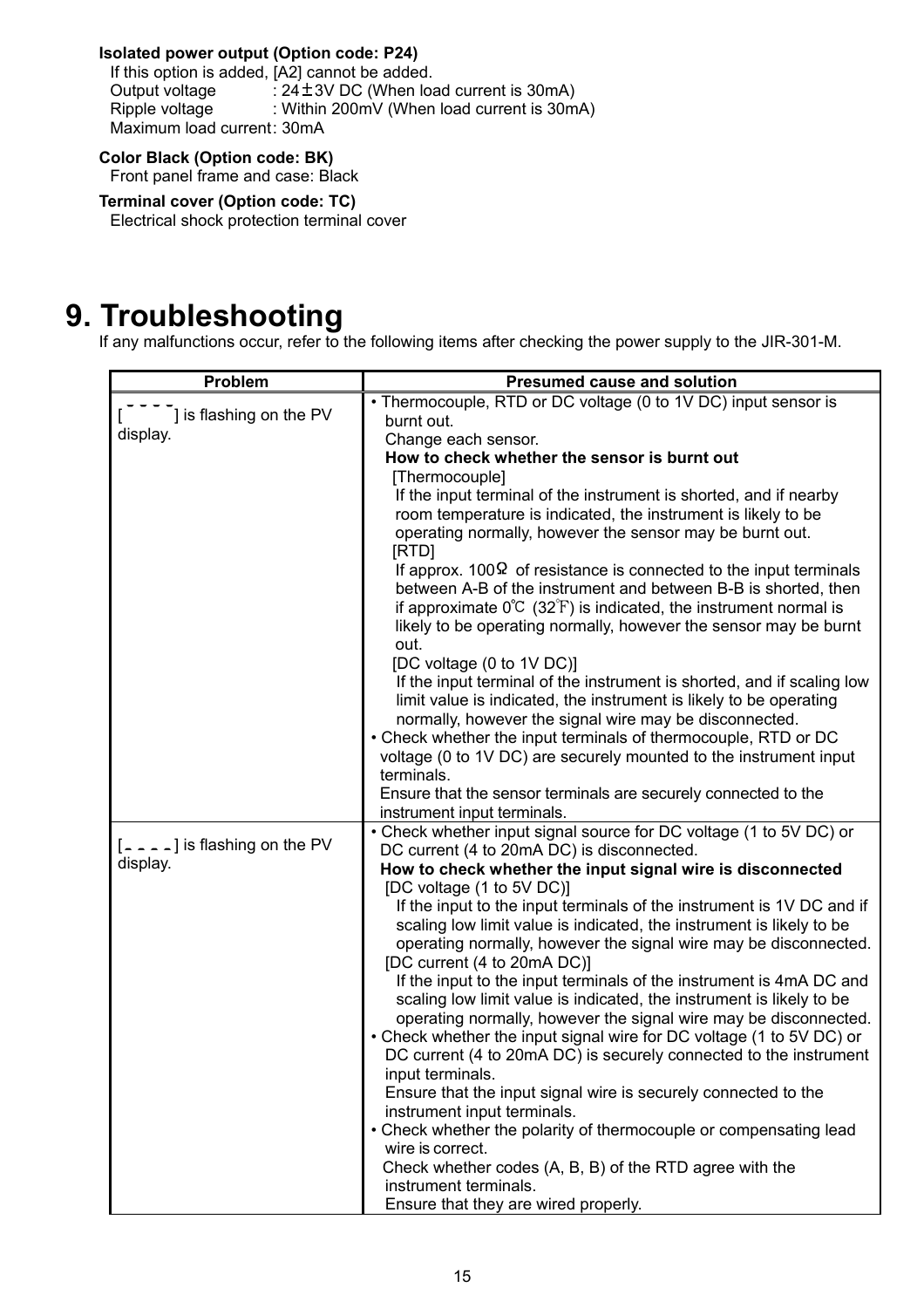**Isolated power output (Option code: P24)**

If this option is added, [A2] cannot be added.

Output voltage : 24±3V DC (When load current is 30mA)

Ripple voltage : Within 200mV (When load current is 30mA)

Maximum load current: 30mA

**Color Black (Option code: BK)**

Front panel frame and case: Black

**Terminal cover (Option code: TC)**

Electrical shock protection terminal cover

# 9. Troubleshooting

If any malfunctions occur, refer to the following items after checking the power supply to the JIR-301-M.

| Problem | Presumed cause and solution |
|---|---|
| [‾ ‾ ‾ ‾] is flashing on the PV display. | • Thermocouple, RTD or DC voltage (0 to 1V DC) input sensor is burnt out.<br>Change each sensor.<br>**How to check whether the sensor is burnt out**<br>[Thermocouple]<br>If the input terminal of the instrument is shorted, and if nearby room temperature is indicated, the instrument is likely to be operating normally, however the sensor may be burnt out.<br>[RTD]<br>If approx. 100Ω of resistance is connected to the input terminals between A-B of the instrument and between B-B is shorted, then if approximate 0℃ (32℉) is indicated, the instrument normal is likely to be operating normally, however the sensor may be burnt out.<br>[DC voltage (0 to 1V DC)]<br>If the input terminal of the instrument is shorted, and if scaling low limit value is indicated, the instrument is likely to be operating normally, however the signal wire may be disconnected.<br>• Check whether the input terminals of thermocouple, RTD or DC voltage (0 to 1V DC) are securely mounted to the instrument input terminals.<br>Ensure that the sensor terminals are securely connected to the instrument input terminals. |
| [_ _ _ _] is flashing on the PV display. | • Check whether input signal source for DC voltage (1 to 5V DC) or DC current (4 to 20mA DC) is disconnected.<br>**How to check whether the input signal wire is disconnected**<br>[DC voltage (1 to 5V DC)]<br>If the input to the input terminals of the instrument is 1V DC and if scaling low limit value is indicated, the instrument is likely to be operating normally, however the signal wire may be disconnected.<br>[DC current (4 to 20mA DC)]<br>If the input to the input terminals of the instrument is 4mA DC and scaling low limit value is indicated, the instrument is likely to be operating normally, however the signal wire may be disconnected.<br>• Check whether the input signal wire for DC voltage (1 to 5V DC) or DC current (4 to 20mA DC) is securely connected to the instrument input terminals.<br>Ensure that the input signal wire is securely connected to the instrument input terminals.<br>• Check whether the polarity of thermocouple or compensating lead wire is correct.<br>Check whether codes (A, B, B) of the RTD agree with the instrument terminals.<br>Ensure that they are wired properly. |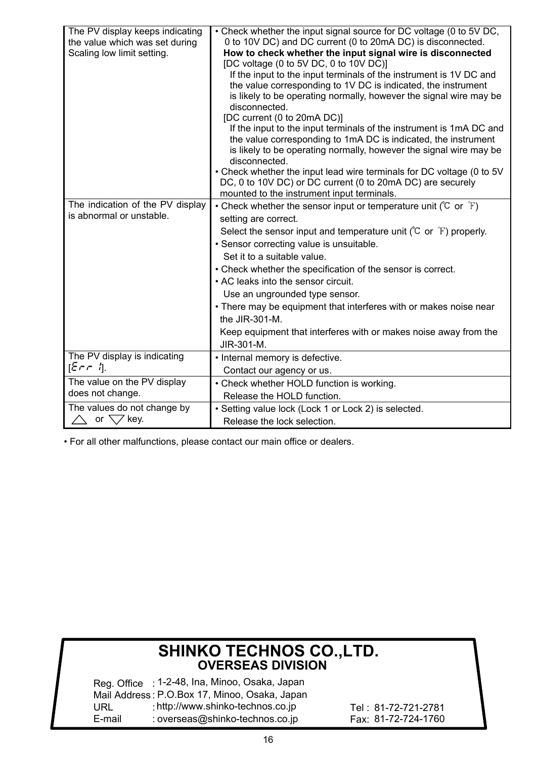| | |
|---|---|
| The PV display keeps indicating the value which was set during Scaling low limit setting. | • Check whether the input signal source for DC voltage (0 to 5V DC, 0 to 10V DC) and DC current (0 to 20mA DC) is disconnected.<br>**How to check whether the input signal wire is disconnected**<br>[DC voltage (0 to 5V DC, 0 to 10V DC)]<br>If the input to the input terminals of the instrument is 1V DC and the value corresponding to 1V DC is indicated, the instrument is likely to be operating normally, however the signal wire may be disconnected.<br>[DC current (0 to 20mA DC)]<br>If the input to the input terminals of the instrument is 1mA DC and the value corresponding to 1mA DC is indicated, the instrument is likely to be operating normally, however the signal wire may be disconnected.<br>• Check whether the input lead wire terminals for DC voltage (0 to 5V DC, 0 to 10V DC) or DC current (0 to 20mA DC) are securely mounted to the instrument input terminals. |
| The indication of the PV display is abnormal or unstable. | • Check whether the sensor input or temperature unit (℃ or ℉) setting are correct.<br>Select the sensor input and temperature unit (℃ or ℉) properly.<br>• Sensor correcting value is unsuitable.<br>Set it to a suitable value.<br>• Check whether the specification of the sensor is correct.<br>• AC leaks into the sensor circuit.<br>Use an ungrounded type sensor.<br>• There may be equipment that interferes with or makes noise near the JIR-301-M.<br>Keep equipment that interferes with or makes noise away from the JIR-301-M. |
| The PV display is indicating [Err 1]. | • Internal memory is defective.<br>Contact our agency or us. |
| The value on the PV display does not change. | • Check whether HOLD function is working.<br>Release the HOLD function. |
| The values do not change by △ or ▽ key. | • Setting value lock (Lock 1 or Lock 2) is selected.<br>Release the lock selection. |

• For all other malfunctions, please contact our main office or dealers.

**SHINKO TECHNOS CO.,LTD.**
**OVERSEAS DIVISION**

Reg. Office : 1-2-48, Ina, Minoo, Osaka, Japan
Mail Address : P.O.Box 17, Minoo, Osaka, Japan
URL : http://www.shinko-technos.co.jp
E-mail : overseas@shinko-technos.co.jp

Tel : 81-72-721-2781
Fax: 81-72-724-1760